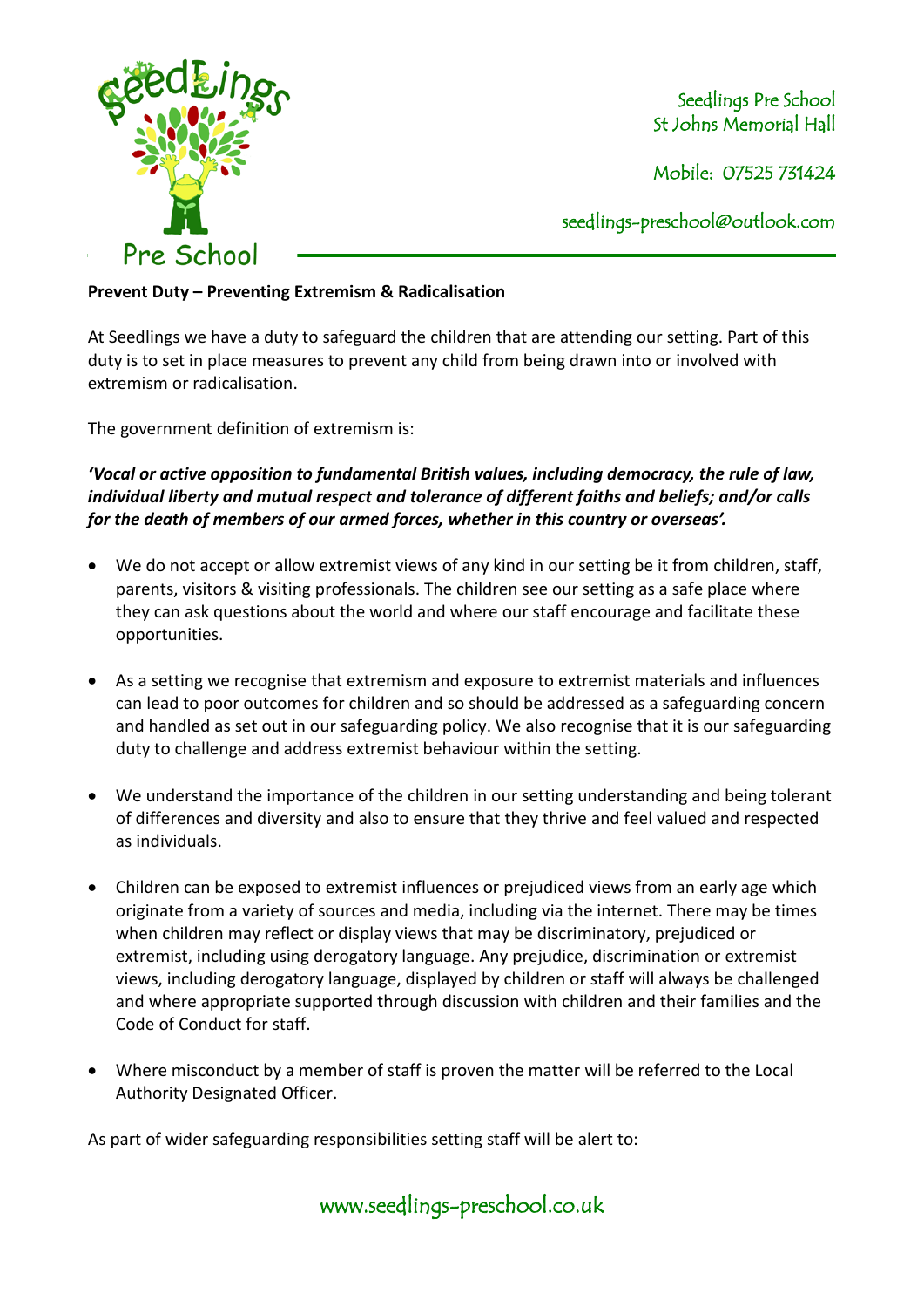Seedlings Pre School
St Johns Memorial Hall

Mobile: 07525 731424

seedlings-preschool@outlook.com

**Prevent Duty – Preventing Extremism & Radicalisation**

At Seedlings we have a duty to safeguard the children that are attending our setting. Part of this duty is to set in place measures to prevent any child from being drawn into or involved with extremism or radicalisation.

The government definition of extremism is:

***'Vocal or active opposition to fundamental British values, including democracy, the rule of law, individual liberty and mutual respect and tolerance of different faiths and beliefs; and/or calls for the death of members of our armed forces, whether in this country or overseas'.***

- We do not accept or allow extremist views of any kind in our setting be it from children, staff, parents, visitors & visiting professionals. The children see our setting as a safe place where they can ask questions about the world and where our staff encourage and facilitate these opportunities.

- As a setting we recognise that extremism and exposure to extremist materials and influences can lead to poor outcomes for children and so should be addressed as a safeguarding concern and handled as set out in our safeguarding policy. We also recognise that it is our safeguarding duty to challenge and address extremist behaviour within the setting.

- We understand the importance of the children in our setting understanding and being tolerant of differences and diversity and also to ensure that they thrive and feel valued and respected as individuals.

- Children can be exposed to extremist influences or prejudiced views from an early age which originate from a variety of sources and media, including via the internet. There may be times when children may reflect or display views that may be discriminatory, prejudiced or extremist, including using derogatory language. Any prejudice, discrimination or extremist views, including derogatory language, displayed by children or staff will always be challenged and where appropriate supported through discussion with children and their families and the Code of Conduct for staff.

- Where misconduct by a member of staff is proven the matter will be referred to the Local Authority Designated Officer.

As part of wider safeguarding responsibilities setting staff will be alert to: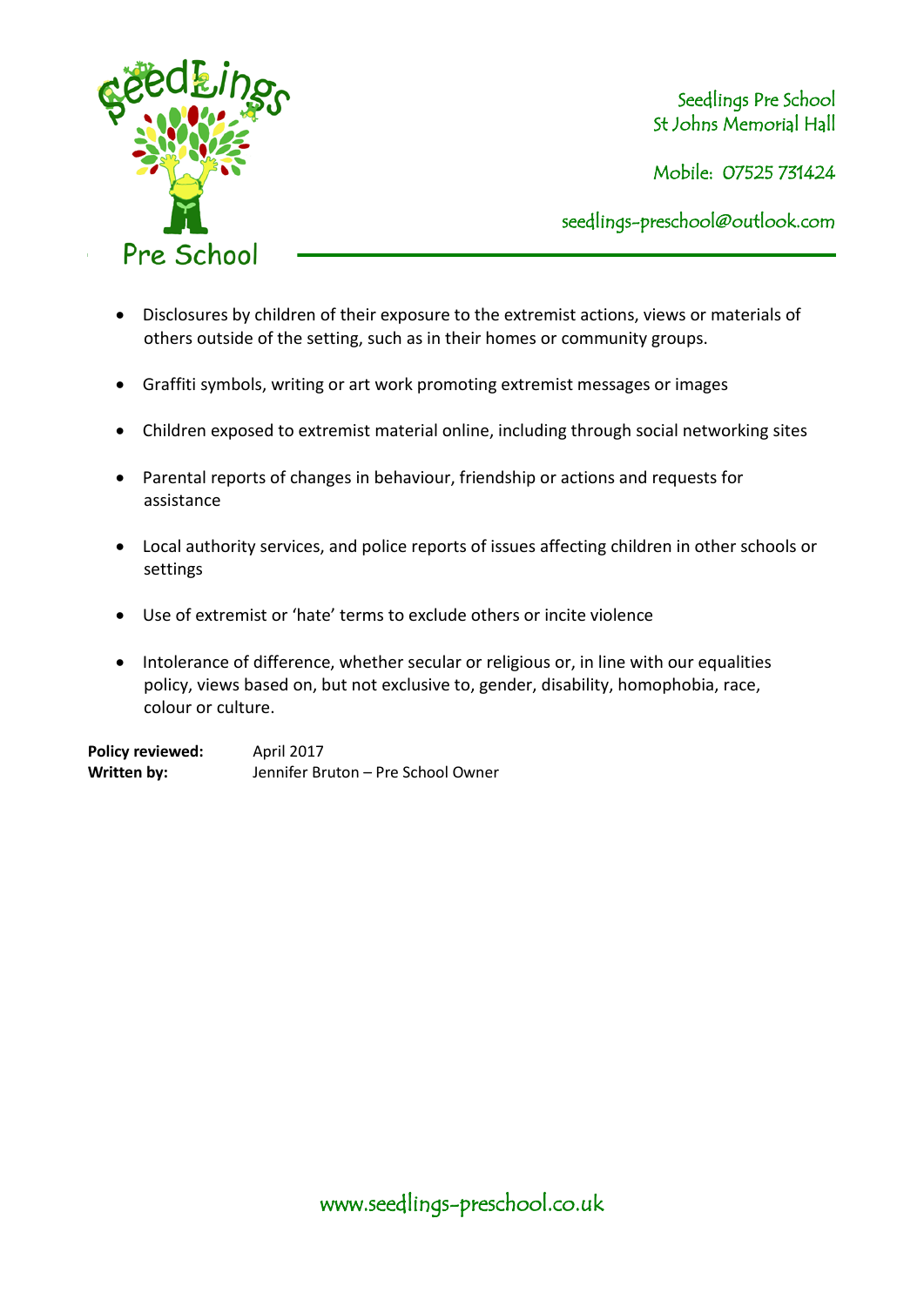- Disclosures by children of their exposure to the extremist actions, views or materials of others outside of the setting, such as in their homes or community groups.
- Graffiti symbols, writing or art work promoting extremist messages or images
- Children exposed to extremist material online, including through social networking sites
- Parental reports of changes in behaviour, friendship or actions and requests for assistance
- Local authority services, and police reports of issues affecting children in other schools or settings
- Use of extremist or 'hate' terms to exclude others or incite violence
- Intolerance of difference, whether secular or religious or, in line with our equalities policy, views based on, but not exclusive to, gender, disability, homophobia, race, colour or culture.

**Policy reviewed:** April 2017
**Written by:** Jennifer Bruton – Pre School Owner